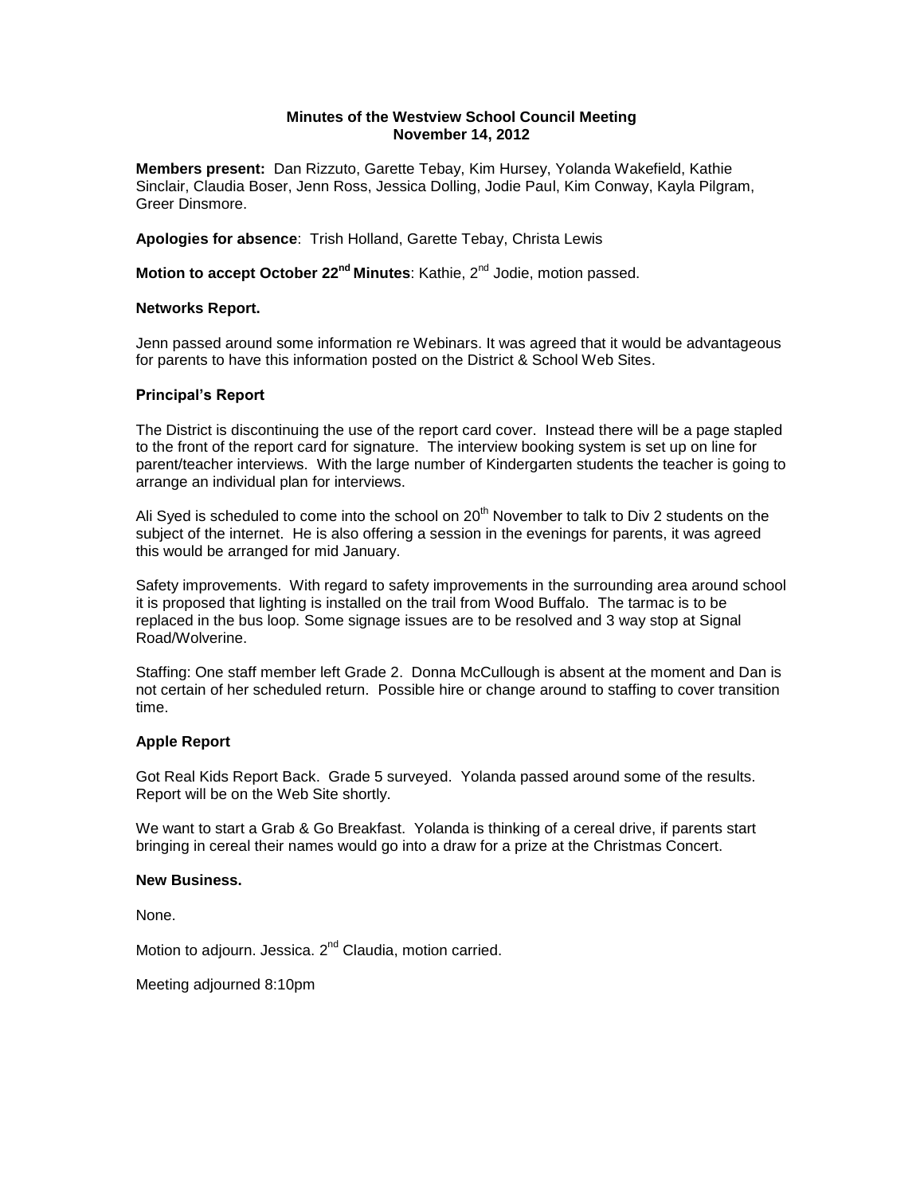**Minutes of the Westview School Council Meeting**
**November 14, 2012**

**Members present:** Dan Rizzuto, Garette Tebay, Kim Hursey, Yolanda Wakefield, Kathie Sinclair, Claudia Boser, Jenn Ross, Jessica Dolling, Jodie Paul, Kim Conway, Kayla Pilgram, Greer Dinsmore.

**Apologies for absence**: Trish Holland, Garette Tebay, Christa Lewis

**Motion to accept October 22nd Minutes**: Kathie, 2nd Jodie, motion passed.

**Networks Report.**

Jenn passed around some information re Webinars. It was agreed that it would be advantageous for parents to have this information posted on the District & School Web Sites.

**Principal's Report**

The District is discontinuing the use of the report card cover. Instead there will be a page stapled to the front of the report card for signature. The interview booking system is set up on line for parent/teacher interviews. With the large number of Kindergarten students the teacher is going to arrange an individual plan for interviews.

Ali Syed is scheduled to come into the school on 20th November to talk to Div 2 students on the subject of the internet. He is also offering a session in the evenings for parents, it was agreed this would be arranged for mid January.

Safety improvements. With regard to safety improvements in the surrounding area around school it is proposed that lighting is installed on the trail from Wood Buffalo. The tarmac is to be replaced in the bus loop. Some signage issues are to be resolved and 3 way stop at Signal Road/Wolverine.

Staffing: One staff member left Grade 2. Donna McCullough is absent at the moment and Dan is not certain of her scheduled return. Possible hire or change around to staffing to cover transition time.

**Apple Report**

Got Real Kids Report Back. Grade 5 surveyed. Yolanda passed around some of the results. Report will be on the Web Site shortly.

We want to start a Grab & Go Breakfast. Yolanda is thinking of a cereal drive, if parents start bringing in cereal their names would go into a draw for a prize at the Christmas Concert.

**New Business.**

None.

Motion to adjourn. Jessica. 2nd Claudia, motion carried.

Meeting adjourned 8:10pm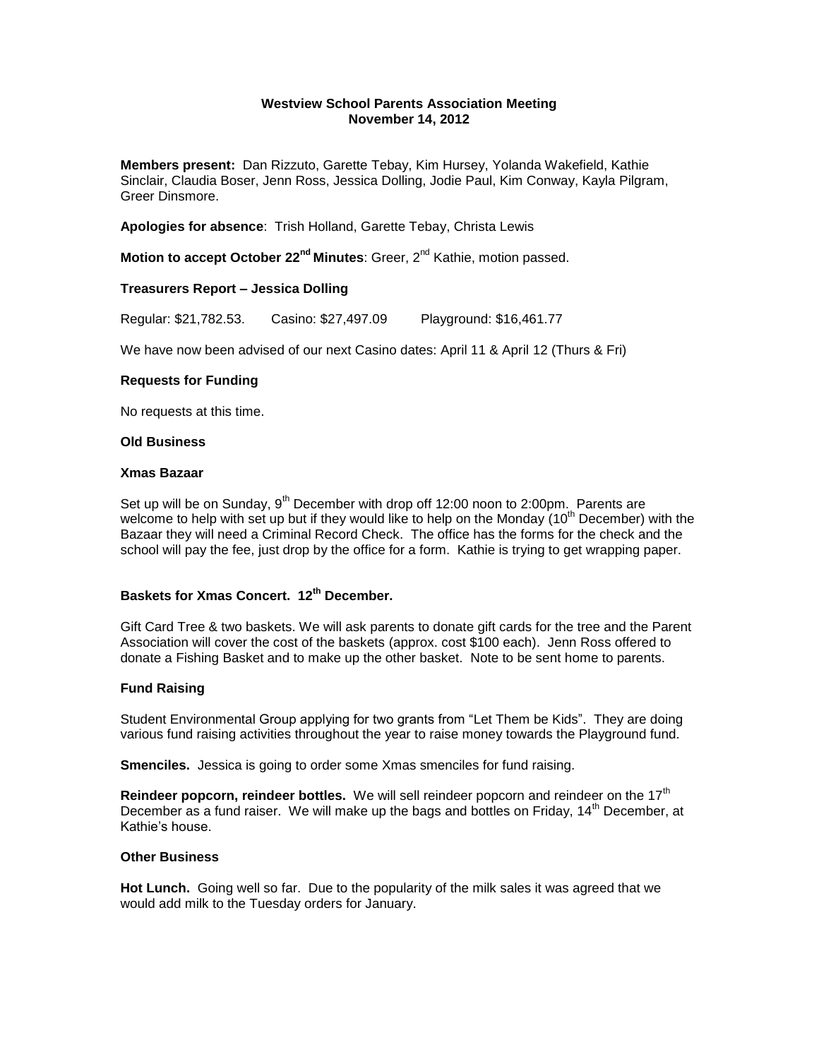# Westview School Parents Association Meeting
## November 14, 2012

**Members present:** Dan Rizzuto, Garette Tebay, Kim Hursey, Yolanda Wakefield, Kathie Sinclair, Claudia Boser, Jenn Ross, Jessica Dolling, Jodie Paul, Kim Conway, Kayla Pilgram, Greer Dinsmore.

**Apologies for absence**: Trish Holland, Garette Tebay, Christa Lewis

**Motion to accept October 22nd Minutes**: Greer, 2nd Kathie, motion passed.

### Treasurers Report – Jessica Dolling

Regular: $21,782.53. Casino: $27,497.09 Playground: $16,461.77

We have now been advised of our next Casino dates: April 11 & April 12 (Thurs & Fri)

### Requests for Funding

No requests at this time.

### Old Business

### Xmas Bazaar

Set up will be on Sunday, 9th December with drop off 12:00 noon to 2:00pm. Parents are welcome to help with set up but if they would like to help on the Monday (10th December) with the Bazaar they will need a Criminal Record Check. The office has the forms for the check and the school will pay the fee, just drop by the office for a form. Kathie is trying to get wrapping paper.

### Baskets for Xmas Concert. 12th December.

Gift Card Tree & two baskets. We will ask parents to donate gift cards for the tree and the Parent Association will cover the cost of the baskets (approx. cost $100 each). Jenn Ross offered to donate a Fishing Basket and to make up the other basket. Note to be sent home to parents.

### Fund Raising

Student Environmental Group applying for two grants from "Let Them be Kids". They are doing various fund raising activities throughout the year to raise money towards the Playground fund.

**Smenciles.** Jessica is going to order some Xmas smenciles for fund raising.

**Reindeer popcorn, reindeer bottles.** We will sell reindeer popcorn and reindeer on the 17th December as a fund raiser. We will make up the bags and bottles on Friday, 14th December, at Kathie's house.

### Other Business

**Hot Lunch.** Going well so far. Due to the popularity of the milk sales it was agreed that we would add milk to the Tuesday orders for January.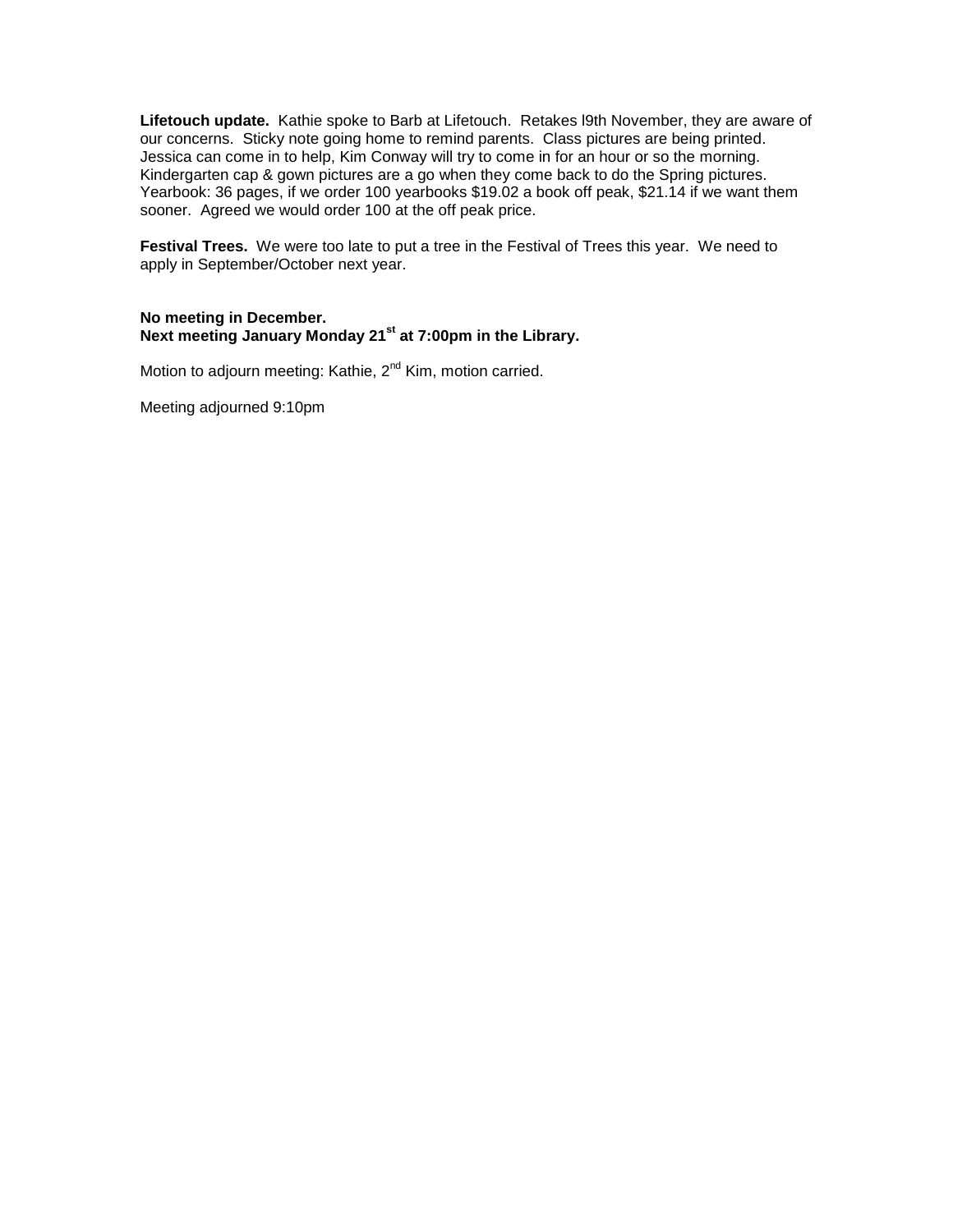**Lifetouch update.** Kathie spoke to Barb at Lifetouch. Retakes l9th November, they are aware of our concerns. Sticky note going home to remind parents. Class pictures are being printed. Jessica can come in to help, Kim Conway will try to come in for an hour or so the morning. Kindergarten cap & gown pictures are a go when they come back to do the Spring pictures. Yearbook: 36 pages, if we order 100 yearbooks $19.02 a book off peak, $21.14 if we want them sooner. Agreed we would order 100 at the off peak price.

**Festival Trees.** We were too late to put a tree in the Festival of Trees this year. We need to apply in September/October next year.

**No meeting in December.**
**Next meeting January Monday 21st at 7:00pm in the Library.**

Motion to adjourn meeting: Kathie, 2nd Kim, motion carried.

Meeting adjourned 9:10pm